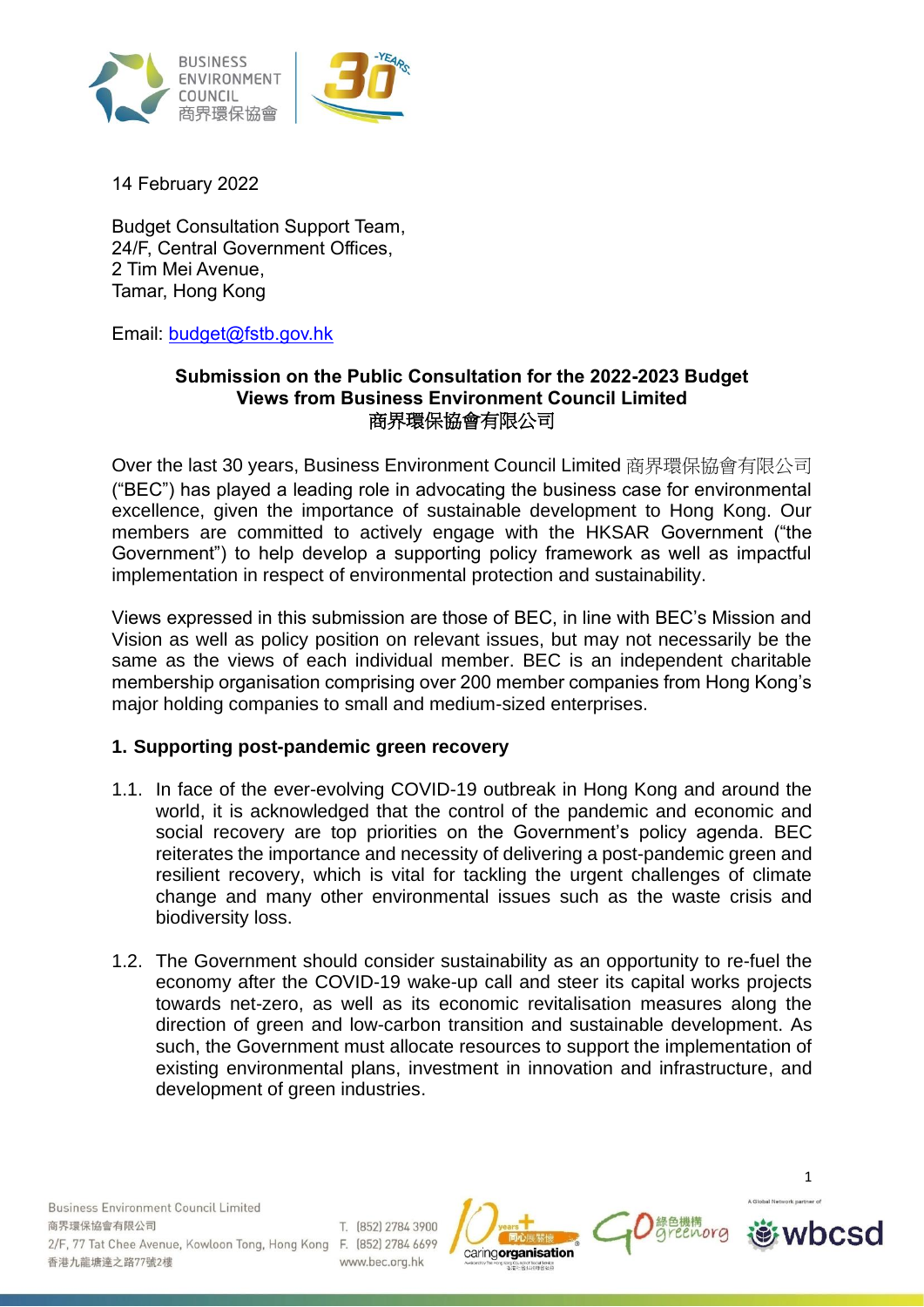14 February 2022

Budget Consultation Support Team,
24/F, Central Government Offices,
2 Tim Mei Avenue,
Tamar, Hong Kong

Email: budget@fstb.gov.hk

**Submission on the Public Consultation for the 2022-2023 Budget**
**Views from Business Environment Council Limited**
**商界環保協會有限公司**

Over the last 30 years, Business Environment Council Limited 商界環保協會有限公司 ("BEC") has played a leading role in advocating the business case for environmental excellence, given the importance of sustainable development to Hong Kong. Our members are committed to actively engage with the HKSAR Government ("the Government") to help develop a supporting policy framework as well as impactful implementation in respect of environmental protection and sustainability.

Views expressed in this submission are those of BEC, in line with BEC's Mission and Vision as well as policy position on relevant issues, but may not necessarily be the same as the views of each individual member. BEC is an independent charitable membership organisation comprising over 200 member companies from Hong Kong's major holding companies to small and medium-sized enterprises.

## 1. Supporting post-pandemic green recovery

1.1. In face of the ever-evolving COVID-19 outbreak in Hong Kong and around the world, it is acknowledged that the control of the pandemic and economic and social recovery are top priorities on the Government's policy agenda. BEC reiterates the importance and necessity of delivering a post-pandemic green and resilient recovery, which is vital for tackling the urgent challenges of climate change and many other environmental issues such as the waste crisis and biodiversity loss.

1.2. The Government should consider sustainability as an opportunity to re-fuel the economy after the COVID-19 wake-up call and steer its capital works projects towards net-zero, as well as its economic revitalisation measures along the direction of green and low-carbon transition and sustainable development. As such, the Government must allocate resources to support the implementation of existing environmental plans, investment in innovation and infrastructure, and development of green industries.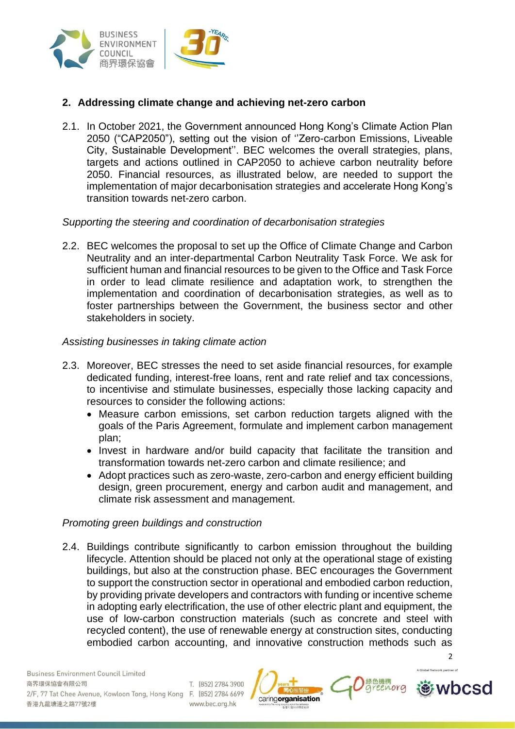## 2. Addressing climate change and achieving net-zero carbon

2.1. In October 2021, the Government announced Hong Kong's Climate Action Plan 2050 ("CAP2050"), setting out the vision of ''Zero-carbon Emissions, Liveable City, Sustainable Development''. BEC welcomes the overall strategies, plans, targets and actions outlined in CAP2050 to achieve carbon neutrality before 2050. Financial resources, as illustrated below, are needed to support the implementation of major decarbonisation strategies and accelerate Hong Kong's transition towards net-zero carbon.

*Supporting the steering and coordination of decarbonisation strategies*

2.2. BEC welcomes the proposal to set up the Office of Climate Change and Carbon Neutrality and an inter-departmental Carbon Neutrality Task Force. We ask for sufficient human and financial resources to be given to the Office and Task Force in order to lead climate resilience and adaptation work, to strengthen the implementation and coordination of decarbonisation strategies, as well as to foster partnerships between the Government, the business sector and other stakeholders in society.

*Assisting businesses in taking climate action*

2.3. Moreover, BEC stresses the need to set aside financial resources, for example dedicated funding, interest-free loans, rent and rate relief and tax concessions, to incentivise and stimulate businesses, especially those lacking capacity and resources to consider the following actions:
- Measure carbon emissions, set carbon reduction targets aligned with the goals of the Paris Agreement, formulate and implement carbon management plan;
- Invest in hardware and/or build capacity that facilitate the transition and transformation towards net-zero carbon and climate resilience; and
- Adopt practices such as zero-waste, zero-carbon and energy efficient building design, green procurement, energy and carbon audit and management, and climate risk assessment and management.

*Promoting green buildings and construction*

2.4. Buildings contribute significantly to carbon emission throughout the building lifecycle. Attention should be placed not only at the operational stage of existing buildings, but also at the construction phase. BEC encourages the Government to support the construction sector in operational and embodied carbon reduction, by providing private developers and contractors with funding or incentive scheme in adopting early electrification, the use of other electric plant and equipment, the use of low-carbon construction materials (such as concrete and steel with recycled content), the use of renewable energy at construction sites, conducting embodied carbon accounting, and innovative construction methods such as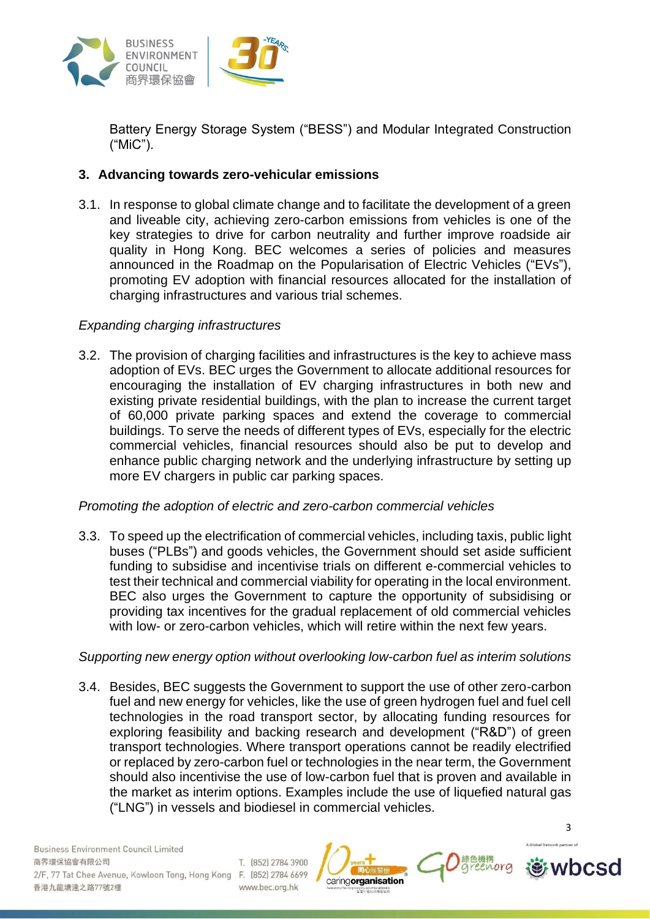Battery Energy Storage System ("BESS") and Modular Integrated Construction ("MiC").

## 3. Advancing towards zero-vehicular emissions

3.1. In response to global climate change and to facilitate the development of a green and liveable city, achieving zero-carbon emissions from vehicles is one of the key strategies to drive for carbon neutrality and further improve roadside air quality in Hong Kong. BEC welcomes a series of policies and measures announced in the Roadmap on the Popularisation of Electric Vehicles ("EVs"), promoting EV adoption with financial resources allocated for the installation of charging infrastructures and various trial schemes.

*Expanding charging infrastructures*

3.2. The provision of charging facilities and infrastructures is the key to achieve mass adoption of EVs. BEC urges the Government to allocate additional resources for encouraging the installation of EV charging infrastructures in both new and existing private residential buildings, with the plan to increase the current target of 60,000 private parking spaces and extend the coverage to commercial buildings. To serve the needs of different types of EVs, especially for the electric commercial vehicles, financial resources should also be put to develop and enhance public charging network and the underlying infrastructure by setting up more EV chargers in public car parking spaces.

*Promoting the adoption of electric and zero-carbon commercial vehicles*

3.3. To speed up the electrification of commercial vehicles, including taxis, public light buses ("PLBs") and goods vehicles, the Government should set aside sufficient funding to subsidise and incentivise trials on different e-commercial vehicles to test their technical and commercial viability for operating in the local environment. BEC also urges the Government to capture the opportunity of subsidising or providing tax incentives for the gradual replacement of old commercial vehicles with low- or zero-carbon vehicles, which will retire within the next few years.

*Supporting new energy option without overlooking low-carbon fuel as interim solutions*

3.4. Besides, BEC suggests the Government to support the use of other zero-carbon fuel and new energy for vehicles, like the use of green hydrogen fuel and fuel cell technologies in the road transport sector, by allocating funding resources for exploring feasibility and backing research and development ("R&D") of green transport technologies. Where transport operations cannot be readily electrified or replaced by zero-carbon fuel or technologies in the near term, the Government should also incentivise the use of low-carbon fuel that is proven and available in the market as interim options. Examples include the use of liquefied natural gas ("LNG") in vessels and biodiesel in commercial vehicles.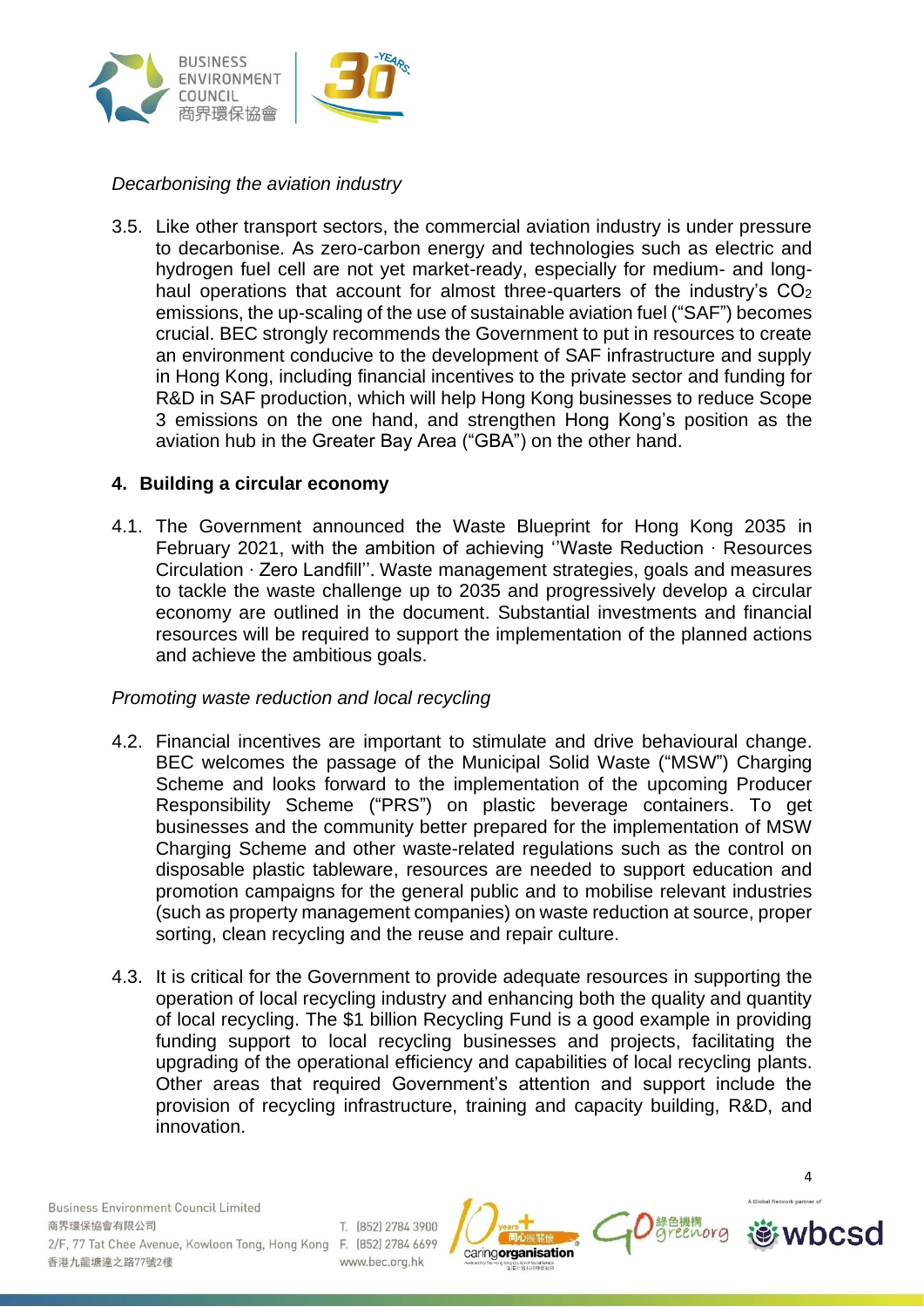*Decarbonising the aviation industry*

3.5. Like other transport sectors, the commercial aviation industry is under pressure to decarbonise. As zero-carbon energy and technologies such as electric and hydrogen fuel cell are not yet market-ready, especially for medium- and long-haul operations that account for almost three-quarters of the industry's $CO_2$ emissions, the up-scaling of the use of sustainable aviation fuel ("SAF") becomes crucial. BEC strongly recommends the Government to put in resources to create an environment conducive to the development of SAF infrastructure and supply in Hong Kong, including financial incentives to the private sector and funding for R&D in SAF production, which will help Hong Kong businesses to reduce Scope 3 emissions on the one hand, and strengthen Hong Kong's position as the aviation hub in the Greater Bay Area ("GBA") on the other hand.

## 4. Building a circular economy

4.1. The Government announced the Waste Blueprint for Hong Kong 2035 in February 2021, with the ambition of achieving ''Waste Reduction · Resources Circulation · Zero Landfill''. Waste management strategies, goals and measures to tackle the waste challenge up to 2035 and progressively develop a circular economy are outlined in the document. Substantial investments and financial resources will be required to support the implementation of the planned actions and achieve the ambitious goals.

*Promoting waste reduction and local recycling*

4.2. Financial incentives are important to stimulate and drive behavioural change. BEC welcomes the passage of the Municipal Solid Waste ("MSW") Charging Scheme and looks forward to the implementation of the upcoming Producer Responsibility Scheme ("PRS") on plastic beverage containers. To get businesses and the community better prepared for the implementation of MSW Charging Scheme and other waste-related regulations such as the control on disposable plastic tableware, resources are needed to support education and promotion campaigns for the general public and to mobilise relevant industries (such as property management companies) on waste reduction at source, proper sorting, clean recycling and the reuse and repair culture.

4.3. It is critical for the Government to provide adequate resources in supporting the operation of local recycling industry and enhancing both the quality and quantity of local recycling. The $1 billion Recycling Fund is a good example in providing funding support to local recycling businesses and projects, facilitating the upgrading of the operational efficiency and capabilities of local recycling plants. Other areas that required Government's attention and support include the provision of recycling infrastructure, training and capacity building, R&D, and innovation.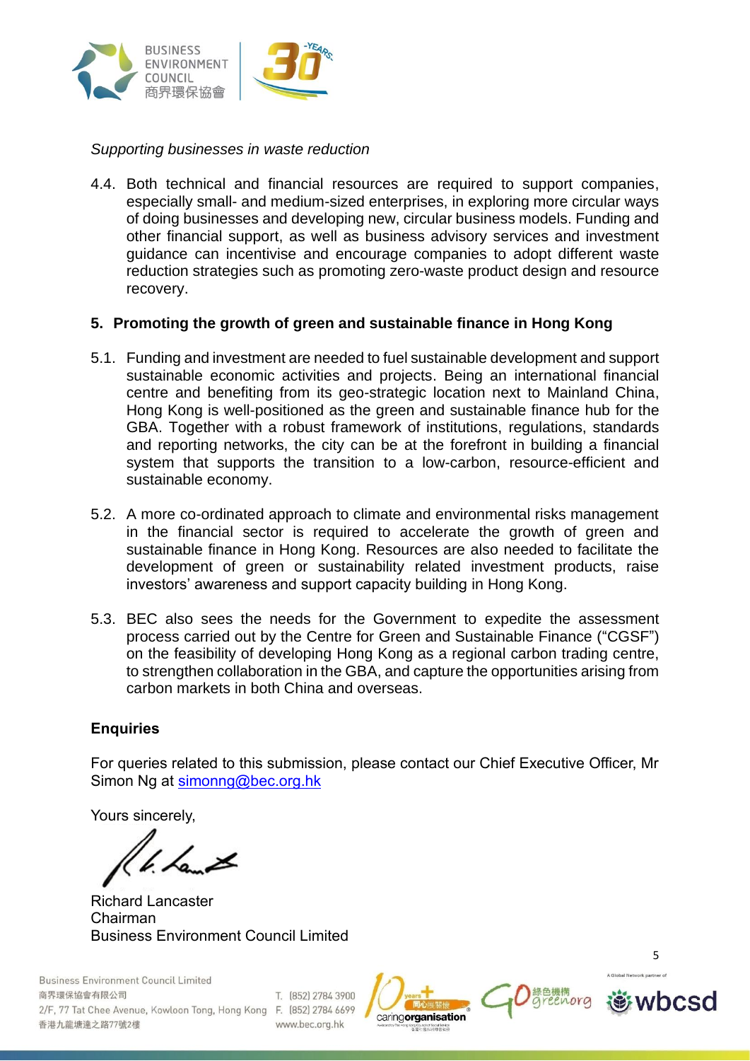*Supporting businesses in waste reduction*

4.4. Both technical and financial resources are required to support companies, especially small- and medium-sized enterprises, in exploring more circular ways of doing businesses and developing new, circular business models. Funding and other financial support, as well as business advisory services and investment guidance can incentivise and encourage companies to adopt different waste reduction strategies such as promoting zero-waste product design and resource recovery.

## 5. Promoting the growth of green and sustainable finance in Hong Kong

5.1. Funding and investment are needed to fuel sustainable development and support sustainable economic activities and projects. Being an international financial centre and benefiting from its geo-strategic location next to Mainland China, Hong Kong is well-positioned as the green and sustainable finance hub for the GBA. Together with a robust framework of institutions, regulations, standards and reporting networks, the city can be at the forefront in building a financial system that supports the transition to a low-carbon, resource-efficient and sustainable economy.

5.2. A more co-ordinated approach to climate and environmental risks management in the financial sector is required to accelerate the growth of green and sustainable finance in Hong Kong. Resources are also needed to facilitate the development of green or sustainability related investment products, raise investors' awareness and support capacity building in Hong Kong.

5.3. BEC also sees the needs for the Government to expedite the assessment process carried out by the Centre for Green and Sustainable Finance ("CGSF") on the feasibility of developing Hong Kong as a regional carbon trading centre, to strengthen collaboration in the GBA, and capture the opportunities arising from carbon markets in both China and overseas.

**Enquiries**

For queries related to this submission, please contact our Chief Executive Officer, Mr Simon Ng at simonng@bec.org.hk

Yours sincerely,

Richard Lancaster
Chairman
Business Environment Council Limited